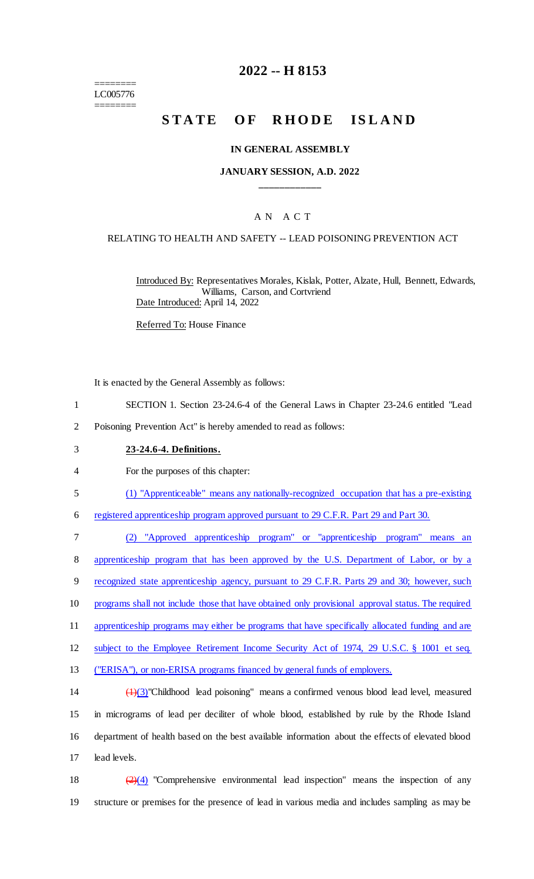========
LC005776
========

# 2022 -- H 8153

# STATE OF RHODE ISLAND

**IN GENERAL ASSEMBLY**

**JANUARY SESSION, A.D. 2022**

____________

A N A C T

RELATING TO HEALTH AND SAFETY -- LEAD POISONING PREVENTION ACT

Introduced By: Representatives Morales, Kislak, Potter, Alzate, Hull, Bennett, Edwards, Williams, Carson, and Cortvriend

Date Introduced: April 14, 2022

Referred To: House Finance

It is enacted by the General Assembly as follows:

1 SECTION 1. Section 23-24.6-4 of the General Laws in Chapter 23-24.6 entitled "Lead
2 Poisoning Prevention Act" is hereby amended to read as follows:

3 **23-24.6-4. Definitions.**

4 For the purposes of this chapter:

5 (1) "Apprenticeable" means any nationally-recognized occupation that has a pre-existing
6 registered apprenticeship program approved pursuant to 29 C.F.R. Part 29 and Part 30.

7 (2) "Approved apprenticeship program" or "apprenticeship program" means an
8 apprenticeship program that has been approved by the U.S. Department of Labor, or by a
9 recognized state apprenticeship agency, pursuant to 29 C.F.R. Parts 29 and 30; however, such
10 programs shall not include those that have obtained only provisional approval status. The required
11 apprenticeship programs may either be programs that have specifically allocated funding and are
12 subject to the Employee Retirement Income Security Act of 1974, 29 U.S.C. § 1001 et seq.
13 ("ERISA"), or non-ERISA programs financed by general funds of employers.

14 ~~(1)~~(3)"Childhood lead poisoning" means a confirmed venous blood lead level, measured
15 in micrograms of lead per deciliter of whole blood, established by rule by the Rhode Island
16 department of health based on the best available information about the effects of elevated blood
17 lead levels.

18 ~~(2)~~(4) "Comprehensive environmental lead inspection" means the inspection of any
19 structure or premises for the presence of lead in various media and includes sampling as may be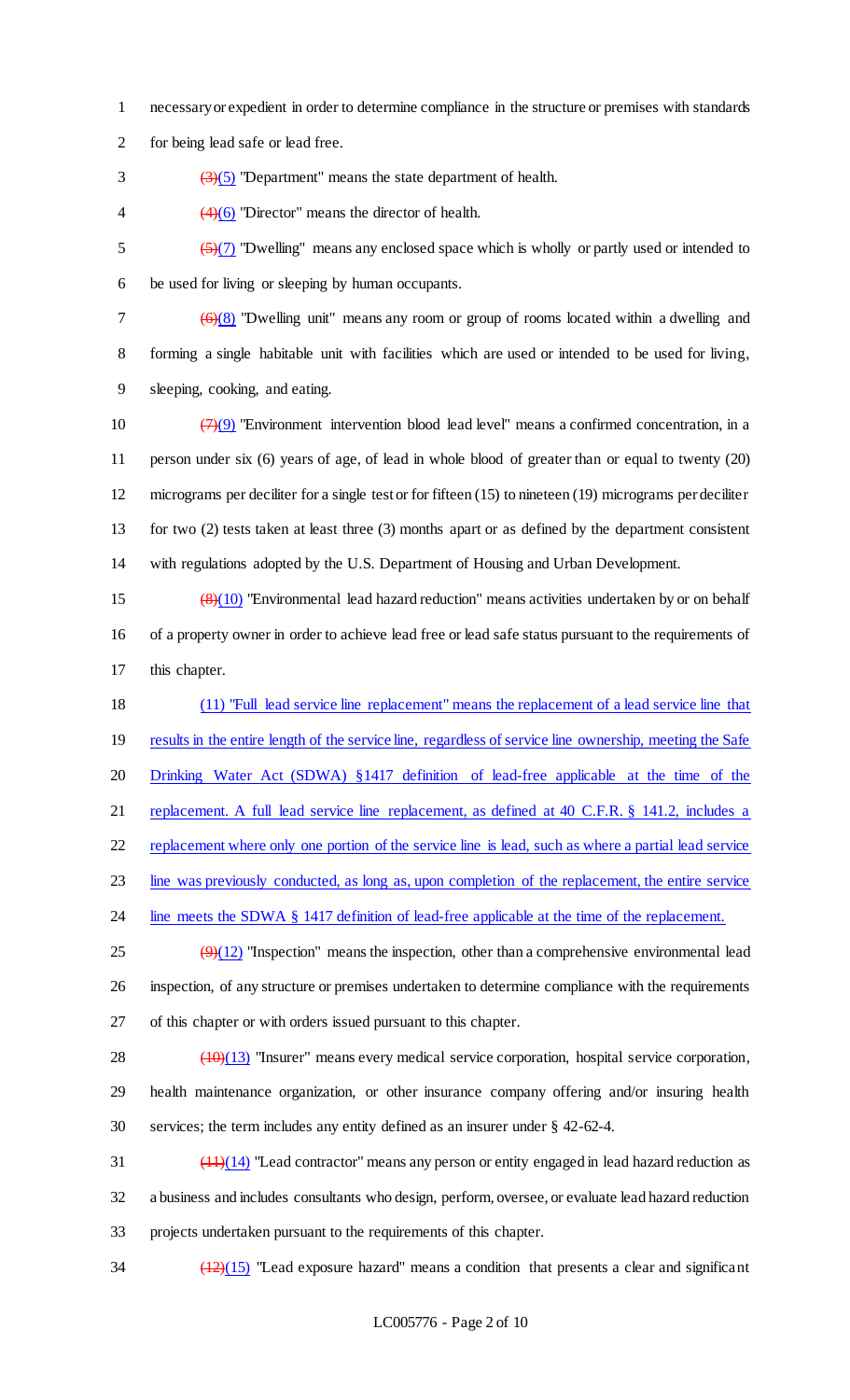necessary or expedient in order to determine compliance in the structure or premises with standards for being lead safe or lead free.

~~(3)~~(5) "Department" means the state department of health.

~~(4)~~(6) "Director" means the director of health.

~~(5)~~(7) "Dwelling" means any enclosed space which is wholly or partly used or intended to be used for living or sleeping by human occupants.

~~(6)~~(8) "Dwelling unit" means any room or group of rooms located within a dwelling and forming a single habitable unit with facilities which are used or intended to be used for living, sleeping, cooking, and eating.

~~(7)~~(9) "Environment intervention blood lead level" means a confirmed concentration, in a person under six (6) years of age, of lead in whole blood of greater than or equal to twenty (20) micrograms per deciliter for a single test or for fifteen (15) to nineteen (19) micrograms per deciliter for two (2) tests taken at least three (3) months apart or as defined by the department consistent with regulations adopted by the U.S. Department of Housing and Urban Development.

~~(8)~~(10) "Environmental lead hazard reduction" means activities undertaken by or on behalf of a property owner in order to achieve lead free or lead safe status pursuant to the requirements of this chapter.

(11) "Full lead service line replacement" means the replacement of a lead service line that results in the entire length of the service line, regardless of service line ownership, meeting the Safe Drinking Water Act (SDWA) §1417 definition of lead-free applicable at the time of the replacement. A full lead service line replacement, as defined at 40 C.F.R. § 141.2, includes a replacement where only one portion of the service line is lead, such as where a partial lead service line was previously conducted, as long as, upon completion of the replacement, the entire service line meets the SDWA § 1417 definition of lead-free applicable at the time of the replacement.

~~(9)~~(12) "Inspection" means the inspection, other than a comprehensive environmental lead inspection, of any structure or premises undertaken to determine compliance with the requirements of this chapter or with orders issued pursuant to this chapter.

~~(10)~~(13) "Insurer" means every medical service corporation, hospital service corporation, health maintenance organization, or other insurance company offering and/or insuring health services; the term includes any entity defined as an insurer under § 42-62-4.

~~(11)~~(14) "Lead contractor" means any person or entity engaged in lead hazard reduction as a business and includes consultants who design, perform, oversee, or evaluate lead hazard reduction projects undertaken pursuant to the requirements of this chapter.

~~(12)~~(15) "Lead exposure hazard" means a condition that presents a clear and significant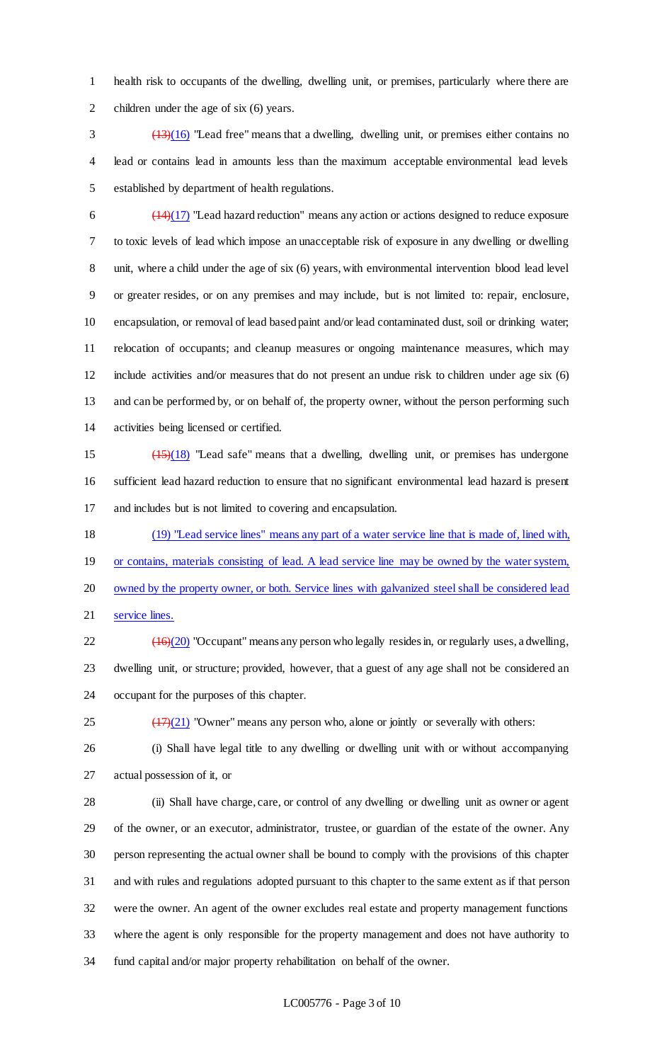health risk to occupants of the dwelling, dwelling unit, or premises, particularly where there are children under the age of six (6) years.

~~(13)~~(16) "Lead free" means that a dwelling, dwelling unit, or premises either contains no lead or contains lead in amounts less than the maximum acceptable environmental lead levels established by department of health regulations.

~~(14)~~(17) "Lead hazard reduction" means any action or actions designed to reduce exposure to toxic levels of lead which impose an unacceptable risk of exposure in any dwelling or dwelling unit, where a child under the age of six (6) years, with environmental intervention blood lead level or greater resides, or on any premises and may include, but is not limited to: repair, enclosure, encapsulation, or removal of lead based paint and/or lead contaminated dust, soil or drinking water; relocation of occupants; and cleanup measures or ongoing maintenance measures, which may include activities and/or measures that do not present an undue risk to children under age six (6) and can be performed by, or on behalf of, the property owner, without the person performing such activities being licensed or certified.

~~(15)~~(18) "Lead safe" means that a dwelling, dwelling unit, or premises has undergone sufficient lead hazard reduction to ensure that no significant environmental lead hazard is present and includes but is not limited to covering and encapsulation.

(19) "Lead service lines" means any part of a water service line that is made of, lined with, or contains, materials consisting of lead. A lead service line may be owned by the water system, owned by the property owner, or both. Service lines with galvanized steel shall be considered lead service lines.

~~(16)~~(20) "Occupant" means any person who legally resides in, or regularly uses, a dwelling, dwelling unit, or structure; provided, however, that a guest of any age shall not be considered an occupant for the purposes of this chapter.

~~(17)~~(21) "Owner" means any person who, alone or jointly or severally with others:

(i) Shall have legal title to any dwelling or dwelling unit with or without accompanying actual possession of it, or

(ii) Shall have charge, care, or control of any dwelling or dwelling unit as owner or agent of the owner, or an executor, administrator, trustee, or guardian of the estate of the owner. Any person representing the actual owner shall be bound to comply with the provisions of this chapter and with rules and regulations adopted pursuant to this chapter to the same extent as if that person were the owner. An agent of the owner excludes real estate and property management functions where the agent is only responsible for the property management and does not have authority to fund capital and/or major property rehabilitation on behalf of the owner.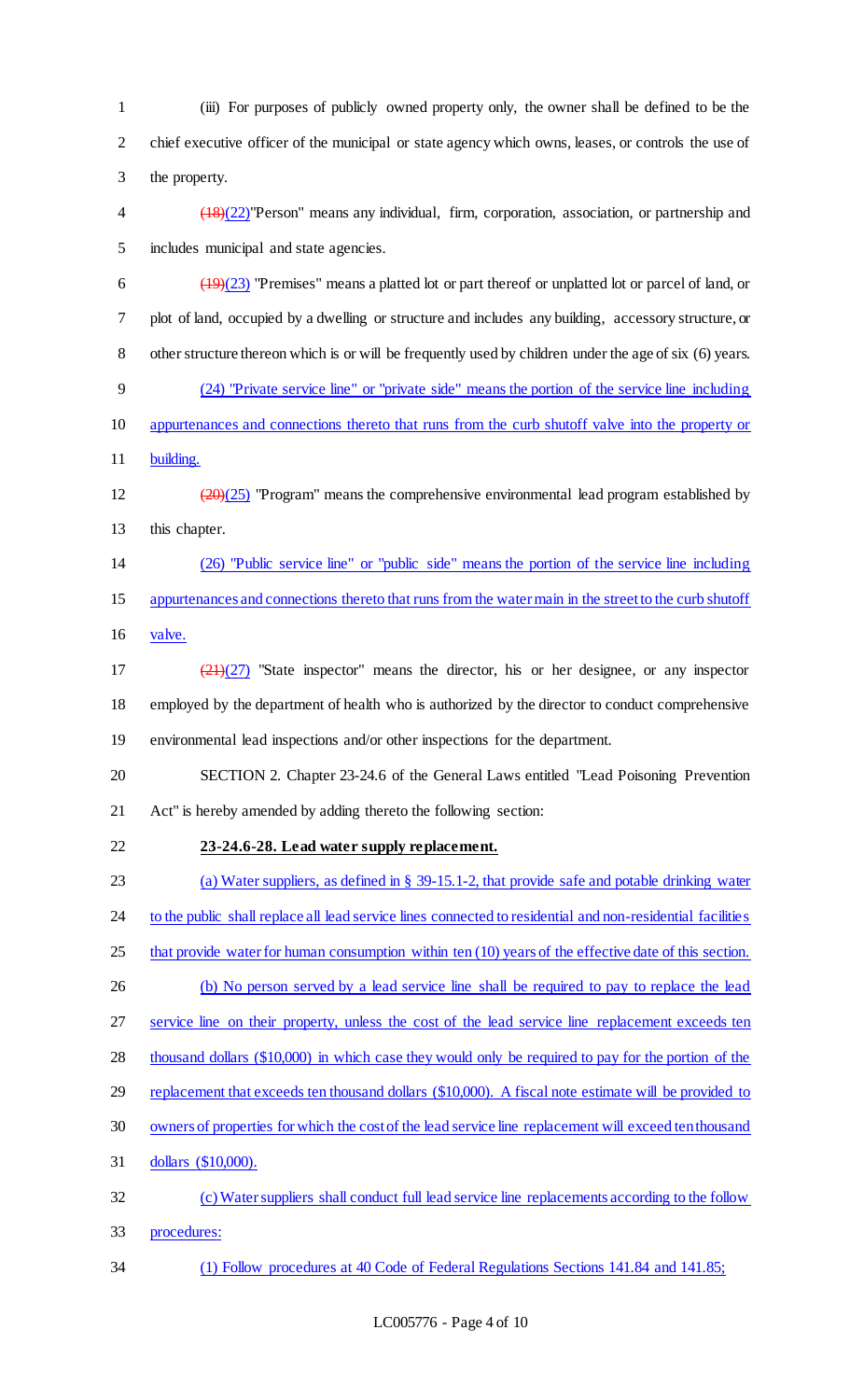(iii) For purposes of publicly owned property only, the owner shall be defined to be the chief executive officer of the municipal or state agency which owns, leases, or controls the use of the property.

~~(18)~~(22)"Person" means any individual, firm, corporation, association, or partnership and includes municipal and state agencies.

~~(19)~~(23) "Premises" means a platted lot or part thereof or unplatted lot or parcel of land, or plot of land, occupied by a dwelling or structure and includes any building, accessory structure, or other structure thereon which is or will be frequently used by children under the age of six (6) years.

(24) "Private service line" or "private side" means the portion of the service line including appurtenances and connections thereto that runs from the curb shutoff valve into the property or building.

~~(20)~~(25) "Program" means the comprehensive environmental lead program established by this chapter.

(26) "Public service line" or "public side" means the portion of the service line including appurtenances and connections thereto that runs from the water main in the street to the curb shutoff valve.

~~(21)~~(27) "State inspector" means the director, his or her designee, or any inspector employed by the department of health who is authorized by the director to conduct comprehensive environmental lead inspections and/or other inspections for the department.

SECTION 2. Chapter 23-24.6 of the General Laws entitled "Lead Poisoning Prevention Act" is hereby amended by adding thereto the following section:

**23-24.6-28. Lead water supply replacement.**

(a) Water suppliers, as defined in § 39-15.1-2, that provide safe and potable drinking water to the public shall replace all lead service lines connected to residential and non-residential facilities that provide water for human consumption within ten (10) years of the effective date of this section.

(b) No person served by a lead service line shall be required to pay to replace the lead service line on their property, unless the cost of the lead service line replacement exceeds ten thousand dollars ($10,000) in which case they would only be required to pay for the portion of the replacement that exceeds ten thousand dollars ($10,000). A fiscal note estimate will be provided to owners of properties for which the cost of the lead service line replacement will exceed ten thousand dollars ($10,000).

(c) Water suppliers shall conduct full lead service line replacements according to the follow procedures:

(1) Follow procedures at 40 Code of Federal Regulations Sections 141.84 and 141.85;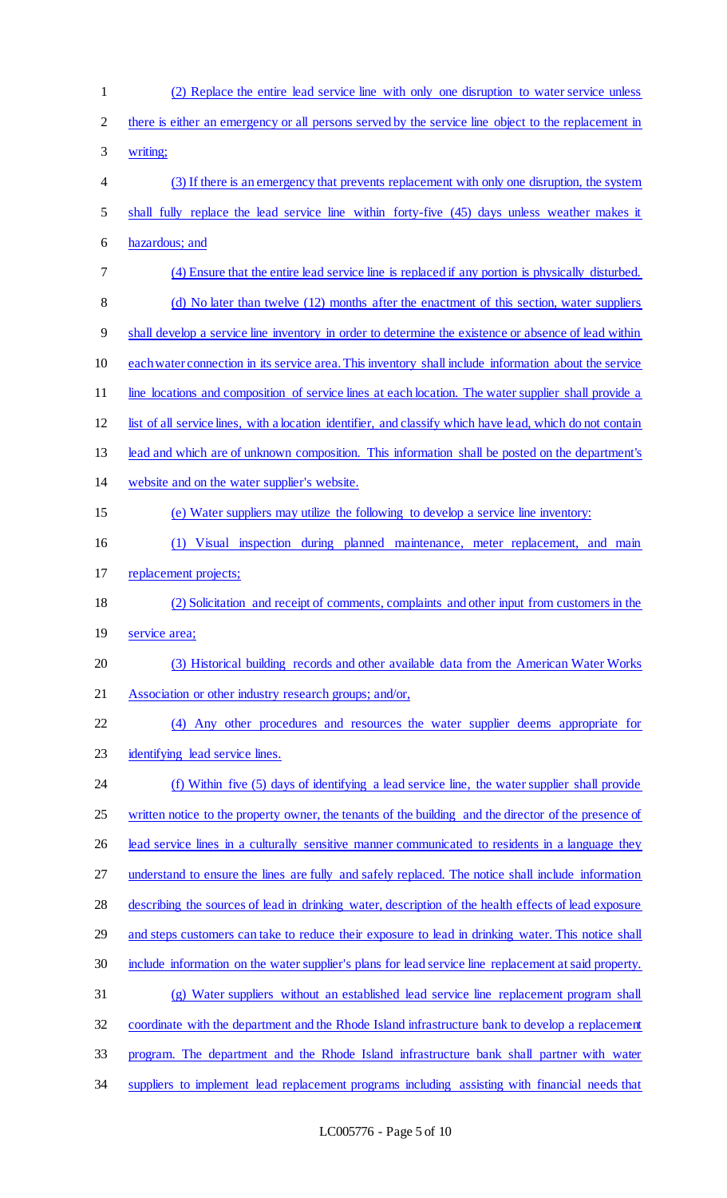(2) Replace the entire lead service line with only one disruption to water service unless there is either an emergency or all persons served by the service line object to the replacement in writing;

(3) If there is an emergency that prevents replacement with only one disruption, the system shall fully replace the lead service line within forty-five (45) days unless weather makes it hazardous; and

(4) Ensure that the entire lead service line is replaced if any portion is physically disturbed.

(d) No later than twelve (12) months after the enactment of this section, water suppliers shall develop a service line inventory in order to determine the existence or absence of lead within each water connection in its service area. This inventory shall include information about the service line locations and composition of service lines at each location. The water supplier shall provide a list of all service lines, with a location identifier, and classify which have lead, which do not contain lead and which are of unknown composition. This information shall be posted on the department's website and on the water supplier's website.

(e) Water suppliers may utilize the following to develop a service line inventory:

(1) Visual inspection during planned maintenance, meter replacement, and main replacement projects;

(2) Solicitation and receipt of comments, complaints and other input from customers in the service area;

(3) Historical building records and other available data from the American Water Works Association or other industry research groups; and/or,

(4) Any other procedures and resources the water supplier deems appropriate for identifying lead service lines.

(f) Within five (5) days of identifying a lead service line, the water supplier shall provide written notice to the property owner, the tenants of the building and the director of the presence of lead service lines in a culturally sensitive manner communicated to residents in a language they understand to ensure the lines are fully and safely replaced. The notice shall include information describing the sources of lead in drinking water, description of the health effects of lead exposure and steps customers can take to reduce their exposure to lead in drinking water. This notice shall include information on the water supplier's plans for lead service line replacement at said property.

(g) Water suppliers without an established lead service line replacement program shall coordinate with the department and the Rhode Island infrastructure bank to develop a replacement program. The department and the Rhode Island infrastructure bank shall partner with water suppliers to implement lead replacement programs including assisting with financial needs that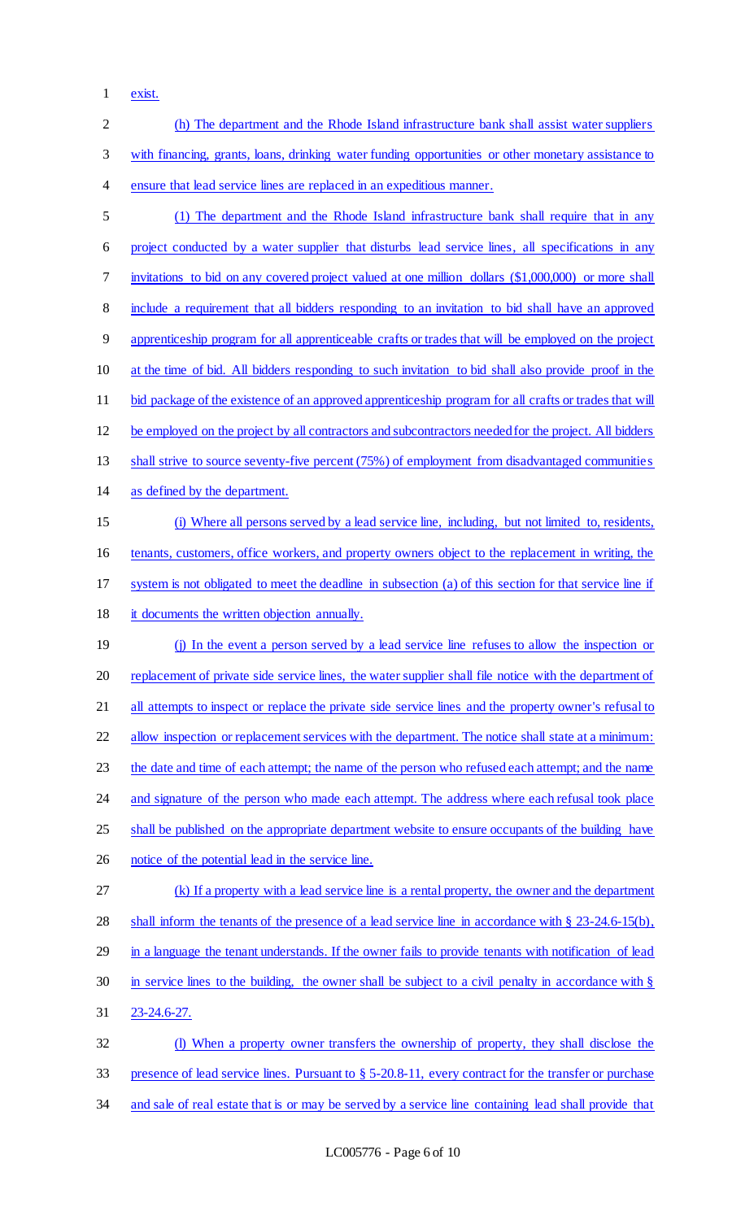exist.

(h) The department and the Rhode Island infrastructure bank shall assist water suppliers with financing, grants, loans, drinking water funding opportunities or other monetary assistance to ensure that lead service lines are replaced in an expeditious manner.

(1) The department and the Rhode Island infrastructure bank shall require that in any project conducted by a water supplier that disturbs lead service lines, all specifications in any invitations to bid on any covered project valued at one million dollars ($1,000,000) or more shall include a requirement that all bidders responding to an invitation to bid shall have an approved apprenticeship program for all apprenticeable crafts or trades that will be employed on the project at the time of bid. All bidders responding to such invitation to bid shall also provide proof in the bid package of the existence of an approved apprenticeship program for all crafts or trades that will be employed on the project by all contractors and subcontractors needed for the project. All bidders shall strive to source seventy-five percent (75%) of employment from disadvantaged communities as defined by the department.

(i) Where all persons served by a lead service line, including, but not limited to, residents, tenants, customers, office workers, and property owners object to the replacement in writing, the system is not obligated to meet the deadline in subsection (a) of this section for that service line if it documents the written objection annually.

(j) In the event a person served by a lead service line refuses to allow the inspection or replacement of private side service lines, the water supplier shall file notice with the department of all attempts to inspect or replace the private side service lines and the property owner's refusal to allow inspection or replacement services with the department. The notice shall state at a minimum: the date and time of each attempt; the name of the person who refused each attempt; and the name and signature of the person who made each attempt. The address where each refusal took place shall be published on the appropriate department website to ensure occupants of the building have notice of the potential lead in the service line.

(k) If a property with a lead service line is a rental property, the owner and the department shall inform the tenants of the presence of a lead service line in accordance with § 23-24.6-15(b), in a language the tenant understands. If the owner fails to provide tenants with notification of lead in service lines to the building, the owner shall be subject to a civil penalty in accordance with § 23-24.6-27.

(l) When a property owner transfers the ownership of property, they shall disclose the presence of lead service lines. Pursuant to § 5-20.8-11, every contract for the transfer or purchase and sale of real estate that is or may be served by a service line containing lead shall provide that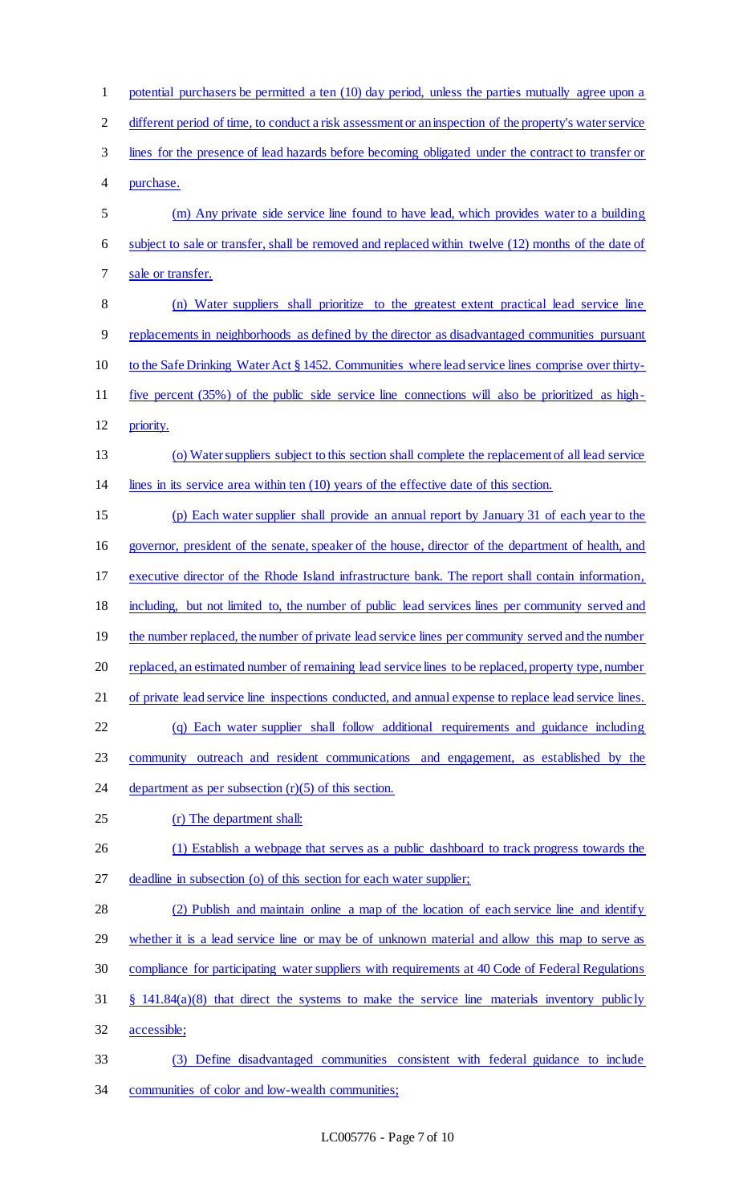potential purchasers be permitted a ten (10) day period, unless the parties mutually agree upon a different period of time, to conduct a risk assessment or an inspection of the property's water service lines for the presence of lead hazards before becoming obligated under the contract to transfer or purchase.

(m) Any private side service line found to have lead, which provides water to a building subject to sale or transfer, shall be removed and replaced within twelve (12) months of the date of sale or transfer.

(n) Water suppliers shall prioritize to the greatest extent practical lead service line replacements in neighborhoods as defined by the director as disadvantaged communities pursuant to the Safe Drinking Water Act § 1452. Communities where lead service lines comprise over thirty-five percent (35%) of the public side service line connections will also be prioritized as high-priority.

(o) Water suppliers subject to this section shall complete the replacement of all lead service lines in its service area within ten (10) years of the effective date of this section.

(p) Each water supplier shall provide an annual report by January 31 of each year to the governor, president of the senate, speaker of the house, director of the department of health, and executive director of the Rhode Island infrastructure bank. The report shall contain information, including, but not limited to, the number of public lead services lines per community served and the number replaced, the number of private lead service lines per community served and the number replaced, an estimated number of remaining lead service lines to be replaced, property type, number of private lead service line inspections conducted, and annual expense to replace lead service lines.

(q) Each water supplier shall follow additional requirements and guidance including community outreach and resident communications and engagement, as established by the department as per subsection (r)(5) of this section.

(r) The department shall:

(1) Establish a webpage that serves as a public dashboard to track progress towards the deadline in subsection (o) of this section for each water supplier;

(2) Publish and maintain online a map of the location of each service line and identify whether it is a lead service line or may be of unknown material and allow this map to serve as compliance for participating water suppliers with requirements at 40 Code of Federal Regulations § 141.84(a)(8) that direct the systems to make the service line materials inventory publicly accessible;

(3) Define disadvantaged communities consistent with federal guidance to include communities of color and low-wealth communities;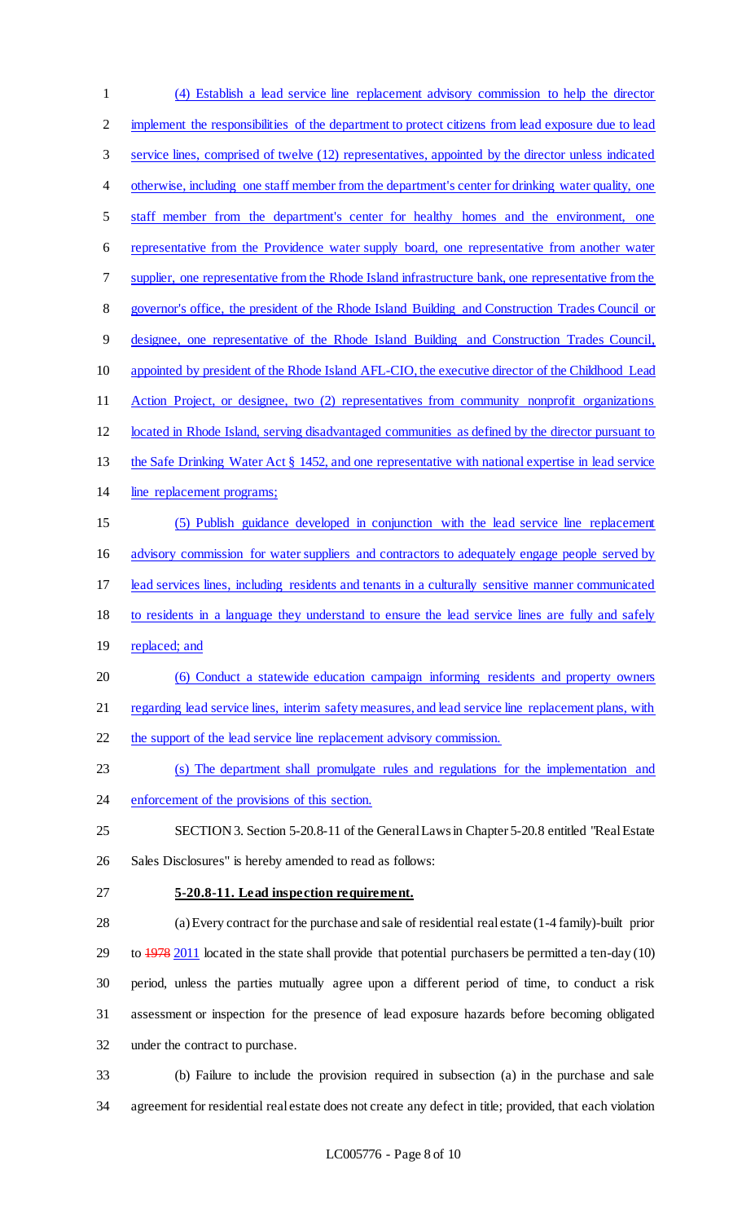(4) Establish a lead service line replacement advisory commission to help the director implement the responsibilities of the department to protect citizens from lead exposure due to lead service lines, comprised of twelve (12) representatives, appointed by the director unless indicated otherwise, including one staff member from the department's center for drinking water quality, one staff member from the department's center for healthy homes and the environment, one representative from the Providence water supply board, one representative from another water supplier, one representative from the Rhode Island infrastructure bank, one representative from the governor's office, the president of the Rhode Island Building and Construction Trades Council or designee, one representative of the Rhode Island Building and Construction Trades Council, appointed by president of the Rhode Island AFL-CIO, the executive director of the Childhood Lead Action Project, or designee, two (2) representatives from community nonprofit organizations located in Rhode Island, serving disadvantaged communities as defined by the director pursuant to the Safe Drinking Water Act § 1452, and one representative with national expertise in lead service line replacement programs;

(5) Publish guidance developed in conjunction with the lead service line replacement advisory commission for water suppliers and contractors to adequately engage people served by lead services lines, including residents and tenants in a culturally sensitive manner communicated to residents in a language they understand to ensure the lead service lines are fully and safely replaced; and

(6) Conduct a statewide education campaign informing residents and property owners regarding lead service lines, interim safety measures, and lead service line replacement plans, with the support of the lead service line replacement advisory commission.

(s) The department shall promulgate rules and regulations for the implementation and enforcement of the provisions of this section.

SECTION 3. Section 5-20.8-11 of the General Laws in Chapter 5-20.8 entitled "Real Estate Sales Disclosures" is hereby amended to read as follows:

**5-20.8-11. Lead inspection requirement.**

(a) Every contract for the purchase and sale of residential real estate (1-4 family)-built prior to ~~1978~~ 2011 located in the state shall provide that potential purchasers be permitted a ten-day (10) period, unless the parties mutually agree upon a different period of time, to conduct a risk assessment or inspection for the presence of lead exposure hazards before becoming obligated under the contract to purchase.

(b) Failure to include the provision required in subsection (a) in the purchase and sale agreement for residential real estate does not create any defect in title; provided, that each violation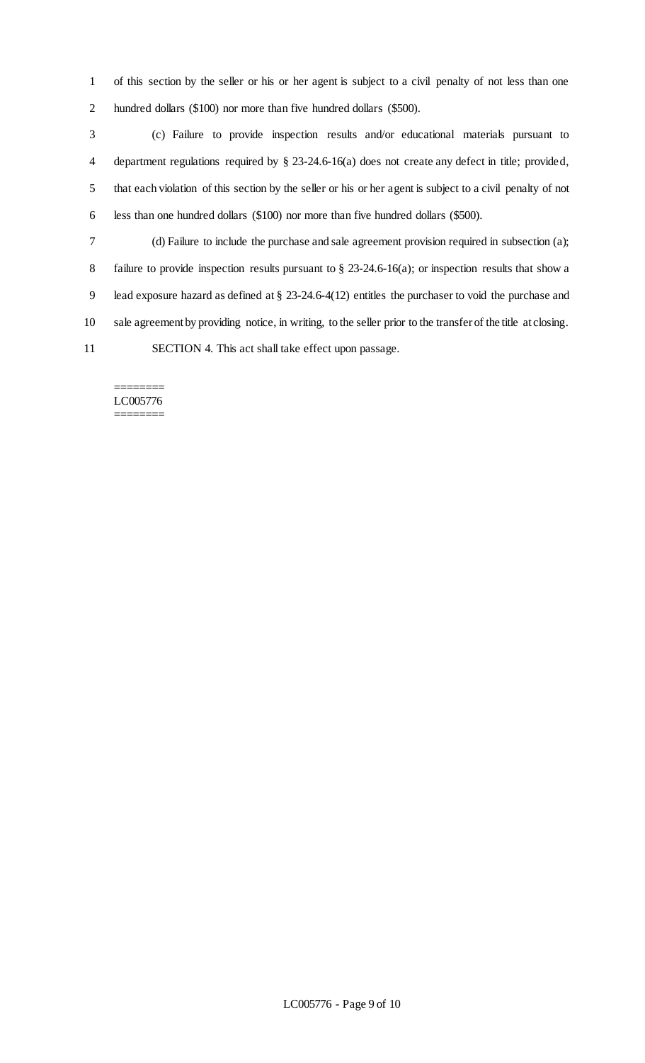of this section by the seller or his or her agent is subject to a civil penalty of not less than one hundred dollars ($100) nor more than five hundred dollars ($500).

(c) Failure to provide inspection results and/or educational materials pursuant to department regulations required by § 23-24.6-16(a) does not create any defect in title; provided, that each violation of this section by the seller or his or her agent is subject to a civil penalty of not less than one hundred dollars ($100) nor more than five hundred dollars ($500).

(d) Failure to include the purchase and sale agreement provision required in subsection (a); failure to provide inspection results pursuant to § 23-24.6-16(a); or inspection results that show a lead exposure hazard as defined at § 23-24.6-4(12) entitles the purchaser to void the purchase and sale agreement by providing notice, in writing, to the seller prior to the transfer of the title at closing.

SECTION 4. This act shall take effect upon passage.

========
LC005776
========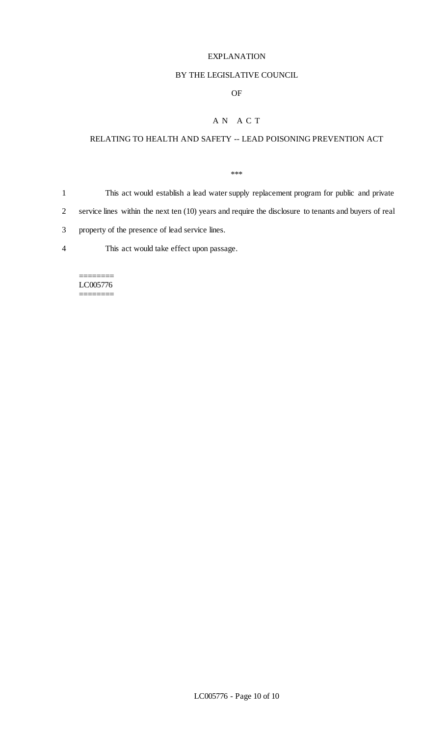EXPLANATION

BY THE LEGISLATIVE COUNCIL

OF

A N A C T

RELATING TO HEALTH AND SAFETY -- LEAD POISONING PREVENTION ACT

\*\*\*

1 This act would establish a lead water supply replacement program for public and private
2 service lines within the next ten (10) years and require the disclosure to tenants and buyers of real
3 property of the presence of lead service lines.

4 This act would take effect upon passage.

========
LC005776
========